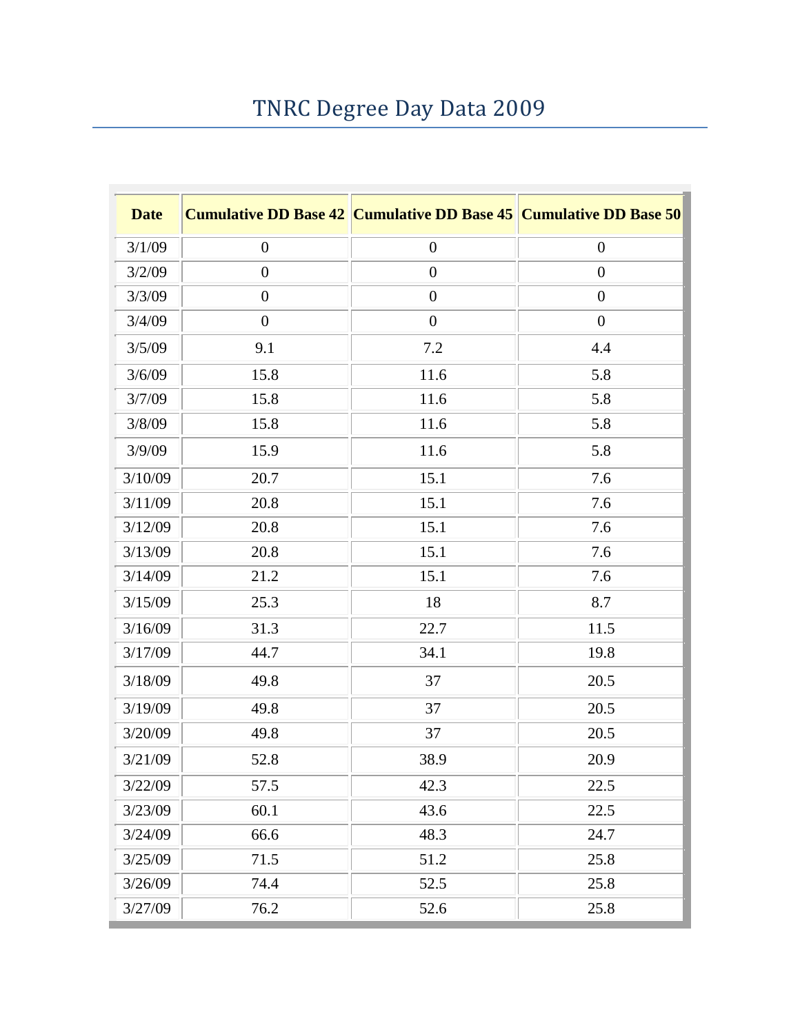# TNRC Degree Day Data 2009

| Date | Cumulative DD Base 42 | Cumulative DD Base 45 | Cumulative DD Base 50 |
|---|---|---|---|
| 3/1/09 | 0 | 0 | 0 |
| 3/2/09 | 0 | 0 | 0 |
| 3/3/09 | 0 | 0 | 0 |
| 3/4/09 | 0 | 0 | 0 |
| 3/5/09 | 9.1 | 7.2 | 4.4 |
| 3/6/09 | 15.8 | 11.6 | 5.8 |
| 3/7/09 | 15.8 | 11.6 | 5.8 |
| 3/8/09 | 15.8 | 11.6 | 5.8 |
| 3/9/09 | 15.9 | 11.6 | 5.8 |
| 3/10/09 | 20.7 | 15.1 | 7.6 |
| 3/11/09 | 20.8 | 15.1 | 7.6 |
| 3/12/09 | 20.8 | 15.1 | 7.6 |
| 3/13/09 | 20.8 | 15.1 | 7.6 |
| 3/14/09 | 21.2 | 15.1 | 7.6 |
| 3/15/09 | 25.3 | 18 | 8.7 |
| 3/16/09 | 31.3 | 22.7 | 11.5 |
| 3/17/09 | 44.7 | 34.1 | 19.8 |
| 3/18/09 | 49.8 | 37 | 20.5 |
| 3/19/09 | 49.8 | 37 | 20.5 |
| 3/20/09 | 49.8 | 37 | 20.5 |
| 3/21/09 | 52.8 | 38.9 | 20.9 |
| 3/22/09 | 57.5 | 42.3 | 22.5 |
| 3/23/09 | 60.1 | 43.6 | 22.5 |
| 3/24/09 | 66.6 | 48.3 | 24.7 |
| 3/25/09 | 71.5 | 51.2 | 25.8 |
| 3/26/09 | 74.4 | 52.5 | 25.8 |
| 3/27/09 | 76.2 | 52.6 | 25.8 |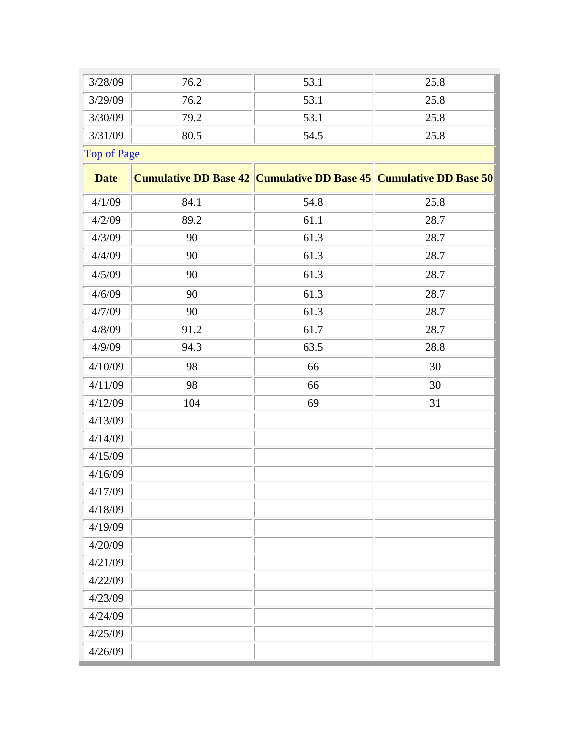| 3/28/09 | 76.2 | 53.1 | 25.8 |
|---|---|---|---|
| 3/29/09 | 76.2 | 53.1 | 25.8 |
| 3/30/09 | 79.2 | 53.1 | 25.8 |
| 3/31/09 | 80.5 | 54.5 | 25.8 |

[Top of Page]

| Date | Cumulative DD Base 42 | Cumulative DD Base 45 | Cumulative DD Base 50 |
|---|---|---|---|
| 4/1/09 | 84.1 | 54.8 | 25.8 |
| 4/2/09 | 89.2 | 61.1 | 28.7 |
| 4/3/09 | 90 | 61.3 | 28.7 |
| 4/4/09 | 90 | 61.3 | 28.7 |
| 4/5/09 | 90 | 61.3 | 28.7 |
| 4/6/09 | 90 | 61.3 | 28.7 |
| 4/7/09 | 90 | 61.3 | 28.7 |
| 4/8/09 | 91.2 | 61.7 | 28.7 |
| 4/9/09 | 94.3 | 63.5 | 28.8 |
| 4/10/09 | 98 | 66 | 30 |
| 4/11/09 | 98 | 66 | 30 |
| 4/12/09 | 104 | 69 | 31 |
| 4/13/09 | | | |
| 4/14/09 | | | |
| 4/15/09 | | | |
| 4/16/09 | | | |
| 4/17/09 | | | |
| 4/18/09 | | | |
| 4/19/09 | | | |
| 4/20/09 | | | |
| 4/21/09 | | | |
| 4/22/09 | | | |
| 4/23/09 | | | |
| 4/24/09 | | | |
| 4/25/09 | | | |
| 4/26/09 | | | |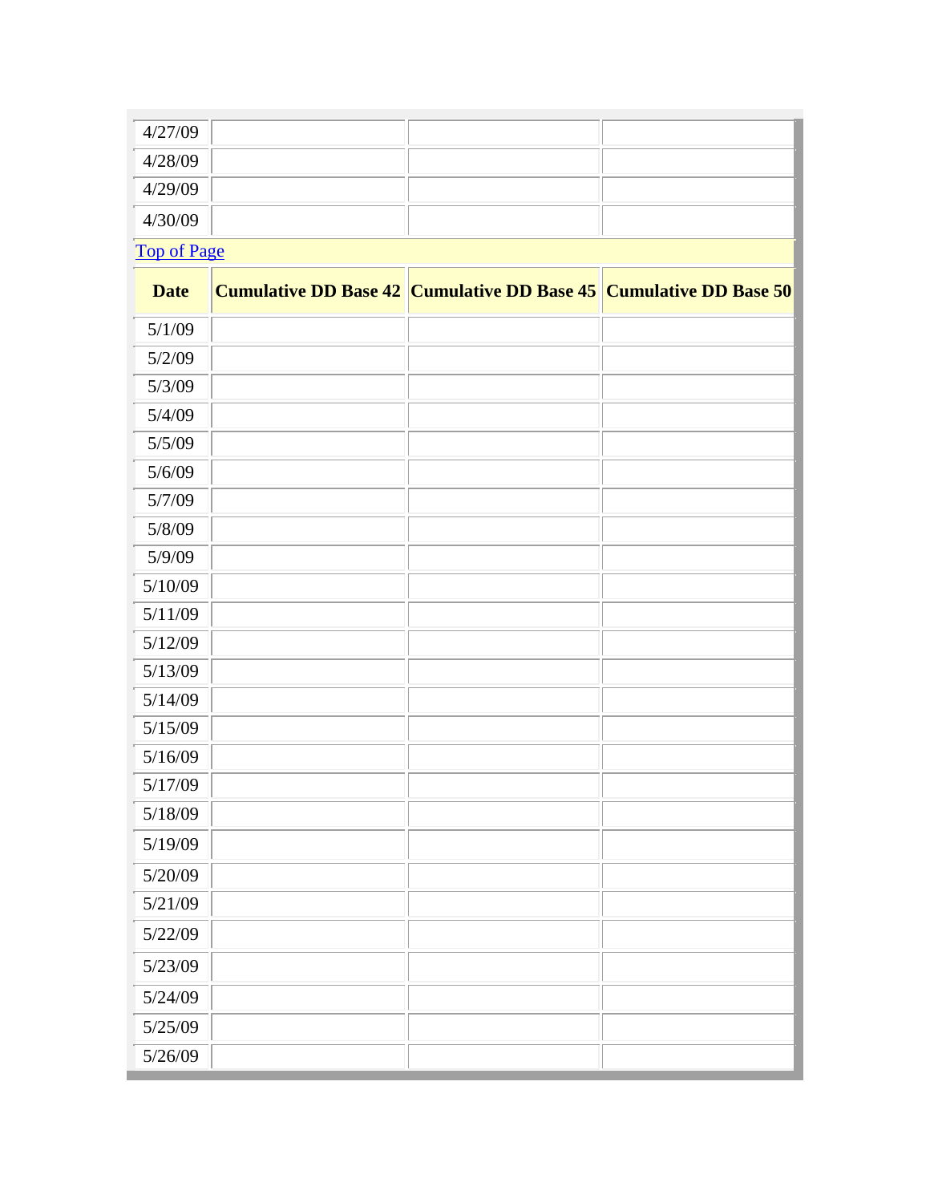| | | | |
|---|---|---|---|
| 4/27/09 | | | |
| 4/28/09 | | | |
| 4/29/09 | | | |
| 4/30/09 | | | |

Top of Page

| Date | Cumulative DD Base 42 | Cumulative DD Base 45 | Cumulative DD Base 50 |
|---|---|---|---|
| 5/1/09 | | | |
| 5/2/09 | | | |
| 5/3/09 | | | |
| 5/4/09 | | | |
| 5/5/09 | | | |
| 5/6/09 | | | |
| 5/7/09 | | | |
| 5/8/09 | | | |
| 5/9/09 | | | |
| 5/10/09 | | | |
| 5/11/09 | | | |
| 5/12/09 | | | |
| 5/13/09 | | | |
| 5/14/09 | | | |
| 5/15/09 | | | |
| 5/16/09 | | | |
| 5/17/09 | | | |
| 5/18/09 | | | |
| 5/19/09 | | | |
| 5/20/09 | | | |
| 5/21/09 | | | |
| 5/22/09 | | | |
| 5/23/09 | | | |
| 5/24/09 | | | |
| 5/25/09 | | | |
| 5/26/09 | | | |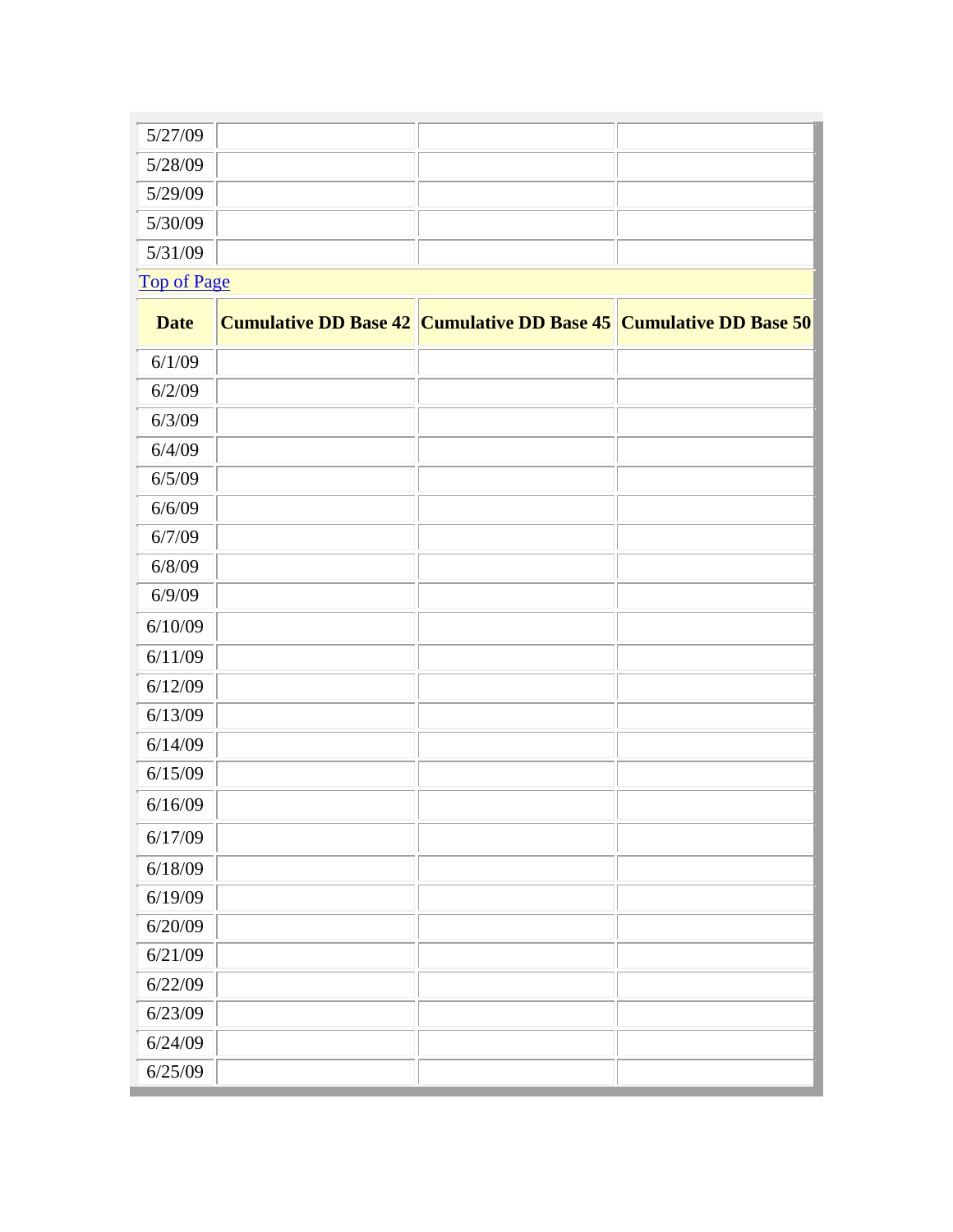| | | | |
|---|---|---|---|
| 5/27/09 | | | |
| 5/28/09 | | | |
| 5/29/09 | | | |
| 5/30/09 | | | |
| 5/31/09 | | | |

Top of Page

| Date | Cumulative DD Base 42 | Cumulative DD Base 45 | Cumulative DD Base 50 |
|---|---|---|---|
| 6/1/09 | | | |
| 6/2/09 | | | |
| 6/3/09 | | | |
| 6/4/09 | | | |
| 6/5/09 | | | |
| 6/6/09 | | | |
| 6/7/09 | | | |
| 6/8/09 | | | |
| 6/9/09 | | | |
| 6/10/09 | | | |
| 6/11/09 | | | |
| 6/12/09 | | | |
| 6/13/09 | | | |
| 6/14/09 | | | |
| 6/15/09 | | | |
| 6/16/09 | | | |
| 6/17/09 | | | |
| 6/18/09 | | | |
| 6/19/09 | | | |
| 6/20/09 | | | |
| 6/21/09 | | | |
| 6/22/09 | | | |
| 6/23/09 | | | |
| 6/24/09 | | | |
| 6/25/09 | | | |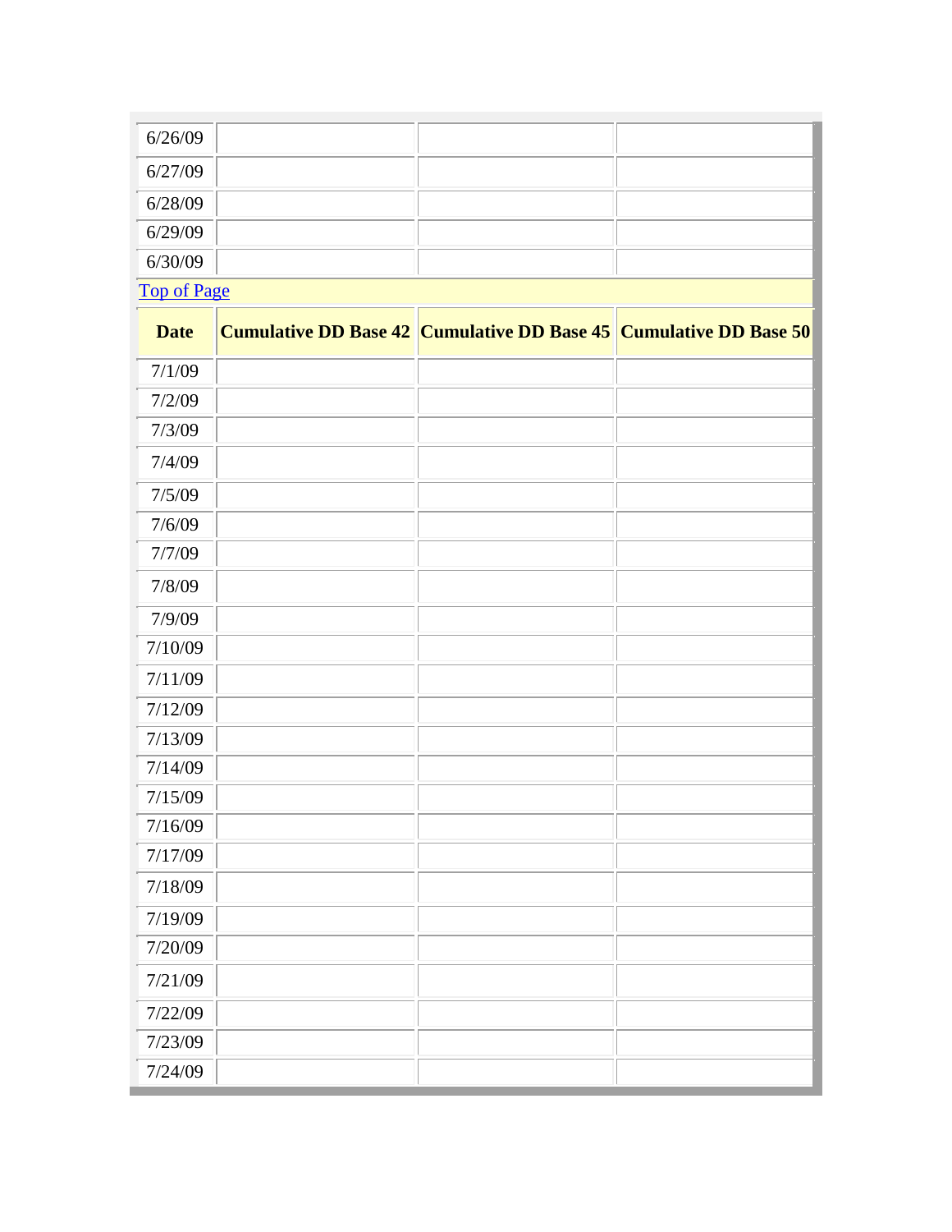| | | | |
|---|---|---|---|
| 6/26/09 | | | |
| 6/27/09 | | | |
| 6/28/09 | | | |
| 6/29/09 | | | |
| 6/30/09 | | | |

Top of Page

| Date | Cumulative DD Base 42 | Cumulative DD Base 45 | Cumulative DD Base 50 |
|---|---|---|---|
| 7/1/09 | | | |
| 7/2/09 | | | |
| 7/3/09 | | | |
| 7/4/09 | | | |
| 7/5/09 | | | |
| 7/6/09 | | | |
| 7/7/09 | | | |
| 7/8/09 | | | |
| 7/9/09 | | | |
| 7/10/09 | | | |
| 7/11/09 | | | |
| 7/12/09 | | | |
| 7/13/09 | | | |
| 7/14/09 | | | |
| 7/15/09 | | | |
| 7/16/09 | | | |
| 7/17/09 | | | |
| 7/18/09 | | | |
| 7/19/09 | | | |
| 7/20/09 | | | |
| 7/21/09 | | | |
| 7/22/09 | | | |
| 7/23/09 | | | |
| 7/24/09 | | | |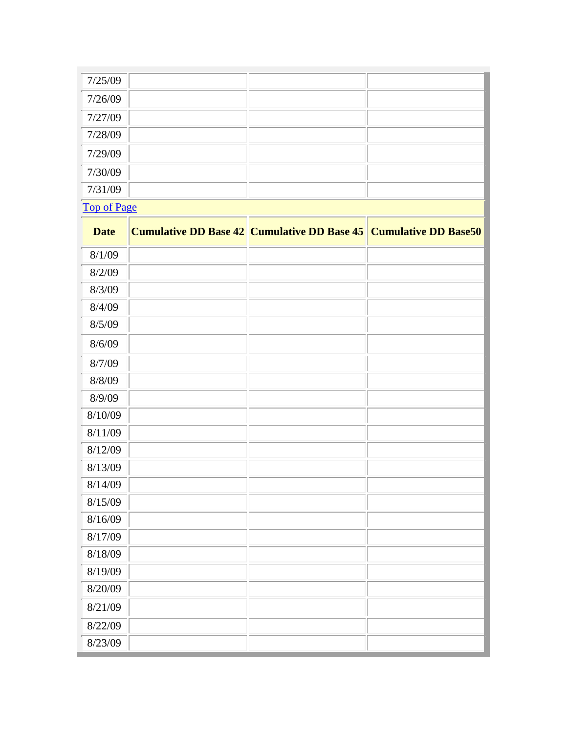| | | | |
|---|---|---|---|
| 7/25/09 | | | |
| 7/26/09 | | | |
| 7/27/09 | | | |
| 7/28/09 | | | |
| 7/29/09 | | | |
| 7/30/09 | | | |
| 7/31/09 | | | |

Top of Page

| Date | Cumulative DD Base 42 | Cumulative DD Base 45 | Cumulative DD Base50 |
|---|---|---|---|
| 8/1/09 | | | |
| 8/2/09 | | | |
| 8/3/09 | | | |
| 8/4/09 | | | |
| 8/5/09 | | | |
| 8/6/09 | | | |
| 8/7/09 | | | |
| 8/8/09 | | | |
| 8/9/09 | | | |
| 8/10/09 | | | |
| 8/11/09 | | | |
| 8/12/09 | | | |
| 8/13/09 | | | |
| 8/14/09 | | | |
| 8/15/09 | | | |
| 8/16/09 | | | |
| 8/17/09 | | | |
| 8/18/09 | | | |
| 8/19/09 | | | |
| 8/20/09 | | | |
| 8/21/09 | | | |
| 8/22/09 | | | |
| 8/23/09 | | | |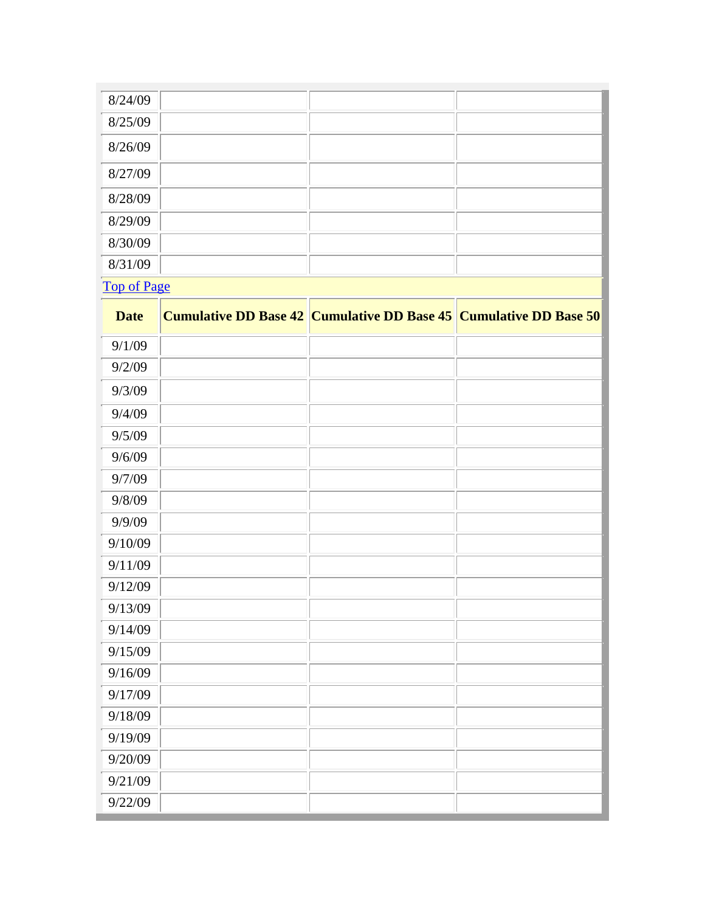| | | | |
|---|---|---|---|
| 8/24/09 | | | |
| 8/25/09 | | | |
| 8/26/09 | | | |
| 8/27/09 | | | |
| 8/28/09 | | | |
| 8/29/09 | | | |
| 8/30/09 | | | |
| 8/31/09 | | | |

[Top of Page](#)

| Date | Cumulative DD Base 42 | Cumulative DD Base 45 | Cumulative DD Base 50 |
|---|---|---|---|
| 9/1/09 | | | |
| 9/2/09 | | | |
| 9/3/09 | | | |
| 9/4/09 | | | |
| 9/5/09 | | | |
| 9/6/09 | | | |
| 9/7/09 | | | |
| 9/8/09 | | | |
| 9/9/09 | | | |
| 9/10/09 | | | |
| 9/11/09 | | | |
| 9/12/09 | | | |
| 9/13/09 | | | |
| 9/14/09 | | | |
| 9/15/09 | | | |
| 9/16/09 | | | |
| 9/17/09 | | | |
| 9/18/09 | | | |
| 9/19/09 | | | |
| 9/20/09 | | | |
| 9/21/09 | | | |
| 9/22/09 | | | |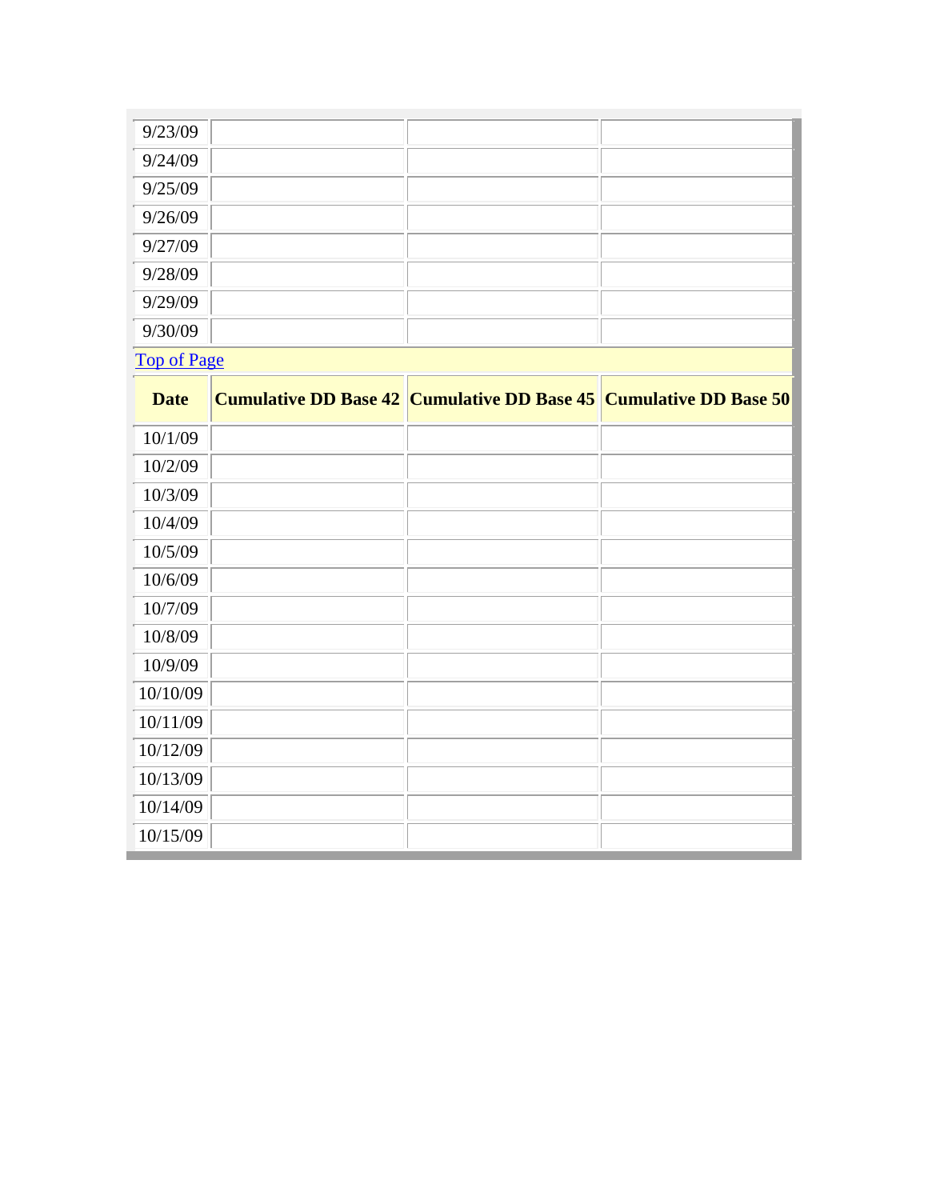| | | | |
|---|---|---|---|
| 9/23/09 | | | |
| 9/24/09 | | | |
| 9/25/09 | | | |
| 9/26/09 | | | |
| 9/27/09 | | | |
| 9/28/09 | | | |
| 9/29/09 | | | |
| 9/30/09 | | | |

Top of Page

| Date | Cumulative DD Base 42 | Cumulative DD Base 45 | Cumulative DD Base 50 |
|---|---|---|---|
| 10/1/09 | | | |
| 10/2/09 | | | |
| 10/3/09 | | | |
| 10/4/09 | | | |
| 10/5/09 | | | |
| 10/6/09 | | | |
| 10/7/09 | | | |
| 10/8/09 | | | |
| 10/9/09 | | | |
| 10/10/09 | | | |
| 10/11/09 | | | |
| 10/12/09 | | | |
| 10/13/09 | | | |
| 10/14/09 | | | |
| 10/15/09 | | | |